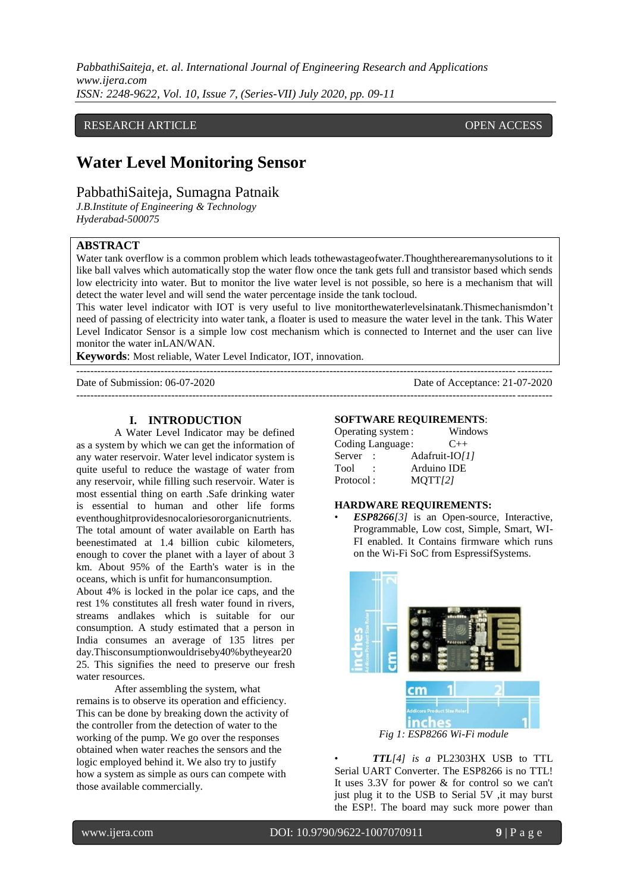RESEARCH ARTICLE OPEN ACCESS

# Water Level Monitoring Sensor

PabbathiSaiteja, Sumagna Patnaik

*J.B.Institute of Engineering & Technology*
*Hyderabad-500075*

**ABSTRACT**

Water tank overflow is a common problem which leads tothewastageofwater.Thoughtherearemanysolutions to it like ball valves which automatically stop the water flow once the tank gets full and transistor based which sends low electricity into water. But to monitor the live water level is not possible, so here is a mechanism that will detect the water level and will send the water percentage inside the tank tocloud.

This water level indicator with IOT is very useful to live monitorthewaterlevelsinatank.Thismechanismdon't need of passing of electricity into water tank, a floater is used to measure the water level in the tank. This Water Level Indicator Sensor is a simple low cost mechanism which is connected to Internet and the user can live monitor the water inLAN/WAN.

**Keywords**: Most reliable, Water Level Indicator, IOT, innovation.

Date of Submission: 06-07-2020 Date of Acceptance: 21-07-2020

## I. INTRODUCTION

A Water Level Indicator may be defined as a system by which we can get the information of any water reservoir. Water level indicator system is quite useful to reduce the wastage of water from any reservoir, while filling such reservoir. Water is most essential thing on earth .Safe drinking water is essential to human and other life forms eventhoughitprovidesnocaloriesororganicnutrients. The total amount of water available on Earth has beenestimated at 1.4 billion cubic kilometers, enough to cover the planet with a layer of about 3 km. About 95% of the Earth's water is in the oceans, which is unfit for humanconsumption.

About 4% is locked in the polar ice caps, and the rest 1% constitutes all fresh water found in rivers, streams andlakes which is suitable for our consumption. A study estimated that a person in India consumes an average of 135 litres per day.Thisconsumptionwouldriseby40%bytheyear2025. This signifies the need to preserve our fresh water resources.

After assembling the system, what remains is to observe its operation and efficiency. This can be done by breaking down the activity of the controller from the detection of water to the working of the pump. We go over the responses obtained when water reaches the sensors and the logic employed behind it. We also try to justify how a system as simple as ours can compete with those available commercially.

**SOFTWARE REQUIREMENTS**:

| | |
|---|---|
| Operating system : | Windows |
| Coding Language: | C++ |
| Server : | Adafruit-IO*[1]* |
| Tool : | Arduino IDE |
| Protocol : | MQTT*[2]* |

**HARDWARE REQUIREMENTS:**

- ***ESP8266****[3]* is an Open-source, Interactive, Programmable, Low cost, Simple, Smart, WI-FI enabled. It Contains firmware which runs on the Wi-Fi SoC from EspressifSystems.

*Fig 1: ESP8266 Wi-Fi module*

- ***TTL****[4] is a* PL2303HX USB to TTL Serial UART Converter. The ESP8266 is no TTL! It uses 3.3V for power & for control so we can't just plug it to the USB to Serial 5V ,it may burst the ESP!. The board may suck more power than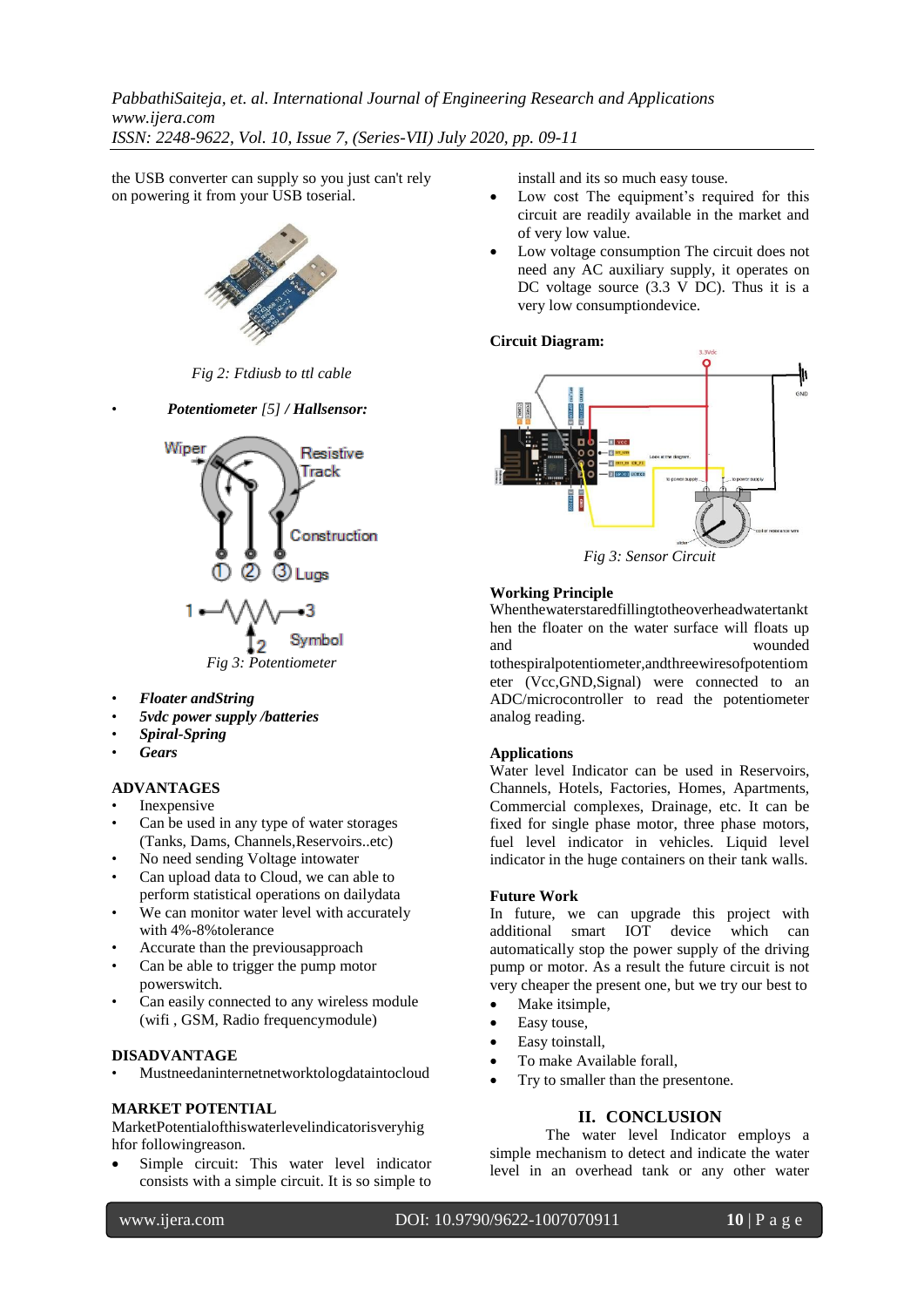the USB converter can supply so you just can't rely on powering it from your USB toserial.

Fig 2: Ftdiusb to ttl cable

- ***Potentiometer*** *[5]* ***/ Hallsensor:***

Fig 3: Potentiometer

- ***Floater andString***
- ***5vdc power supply /batteries***
- ***Spiral-Spring***
- ***Gears***

## ADVANTAGES

- Inexpensive
- Can be used in any type of water storages (Tanks, Dams, Channels,Reservoirs..etc)
- No need sending Voltage intowater
- Can upload data to Cloud, we can able to perform statistical operations on dailydata
- We can monitor water level with accurately with 4%-8%tolerance
- Accurate than the previousapproach
- Can be able to trigger the pump motor powerswitch.
- Can easily connected to any wireless module (wifi , GSM, Radio frequencymodule)

## DISADVANTAGE

- Mustneedaninternetnetworktologdataintocloud

## MARKET POTENTIAL

MarketPotentialofthiswaterlevelindicatorisveryhig hfor followingreason.

- Simple circuit: This water level indicator consists with a simple circuit. It is so simple to install and its so much easy touse.
- Low cost The equipment's required for this circuit are readily available in the market and of very low value.
- Low voltage consumption The circuit does not need any AC auxiliary supply, it operates on DC voltage source (3.3 V DC). Thus it is a very low consumptiondevice.

**Circuit Diagram:**

Fig 3: Sensor Circuit

## Working Principle

Whenthewaterstaredfillingtotheoverheadwatertankt hen the floater on the water surface will floats up and wounded tothespiralpotentiometer,andthreewiresofpotentiom eter (Vcc,GND,Signal) were connected to an ADC/microcontroller to read the potentiometer analog reading.

## Applications

Water level Indicator can be used in Reservoirs, Channels, Hotels, Factories, Homes, Apartments, Commercial complexes, Drainage, etc. It can be fixed for single phase motor, three phase motors, fuel level indicator in vehicles. Liquid level indicator in the huge containers on their tank walls.

## Future Work

In future, we can upgrade this project with additional smart IOT device which can automatically stop the power supply of the driving pump or motor. As a result the future circuit is not very cheaper the present one, but we try our best to

- Make itsimple,
- Easy touse,
- Easy toinstall,
- To make Available forall,
- Try to smaller than the presentone.

# II. CONCLUSION

The water level Indicator employs a simple mechanism to detect and indicate the water level in an overhead tank or any other water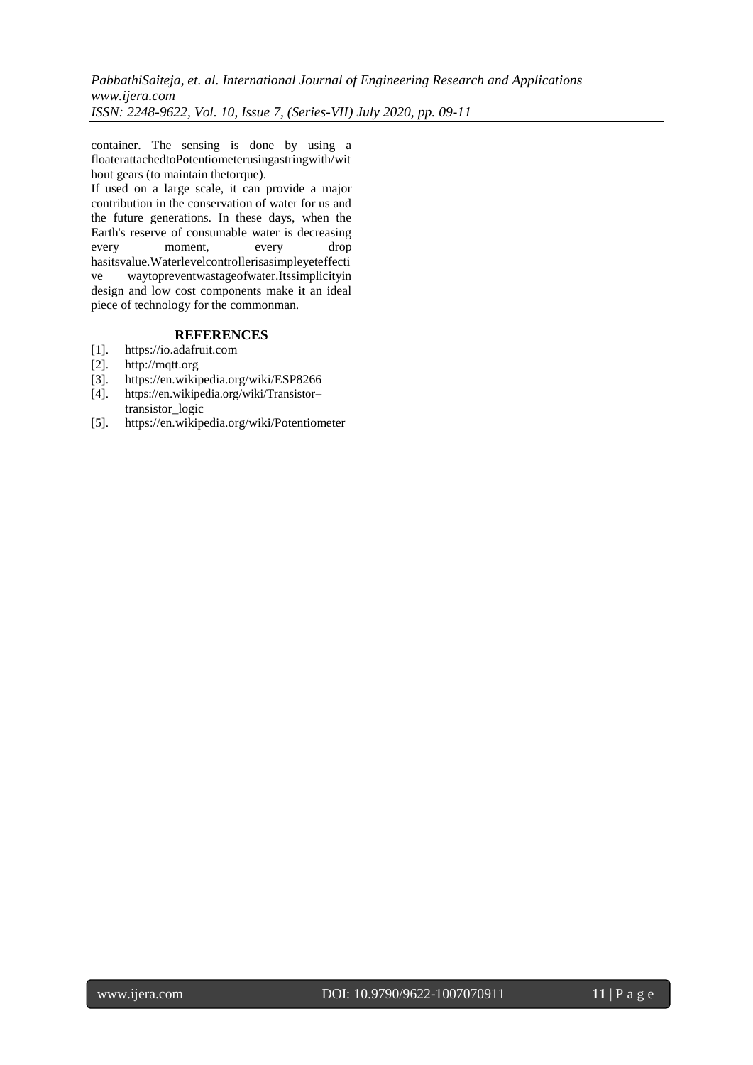container. The sensing is done by using a floaterattachedtoPotentiometerusingastringwith/without gears (to maintain thetorque).

If used on a large scale, it can provide a major contribution in the conservation of water for us and the future generations. In these days, when the Earth's reserve of consumable water is decreasing every moment, every drop hasitsvalue.Waterlevelcontrollerisasimpleyeteffective waytopreventwastageofwater.Itssimplicityin design and low cost components make it an ideal piece of technology for the commonman.

## REFERENCES

[1]. https://io.adafruit.com
[2]. http://mqtt.org
[3]. https://en.wikipedia.org/wiki/ESP8266
[4]. https://en.wikipedia.org/wiki/Transistor–transistor_logic
[5]. https://en.wikipedia.org/wiki/Potentiometer